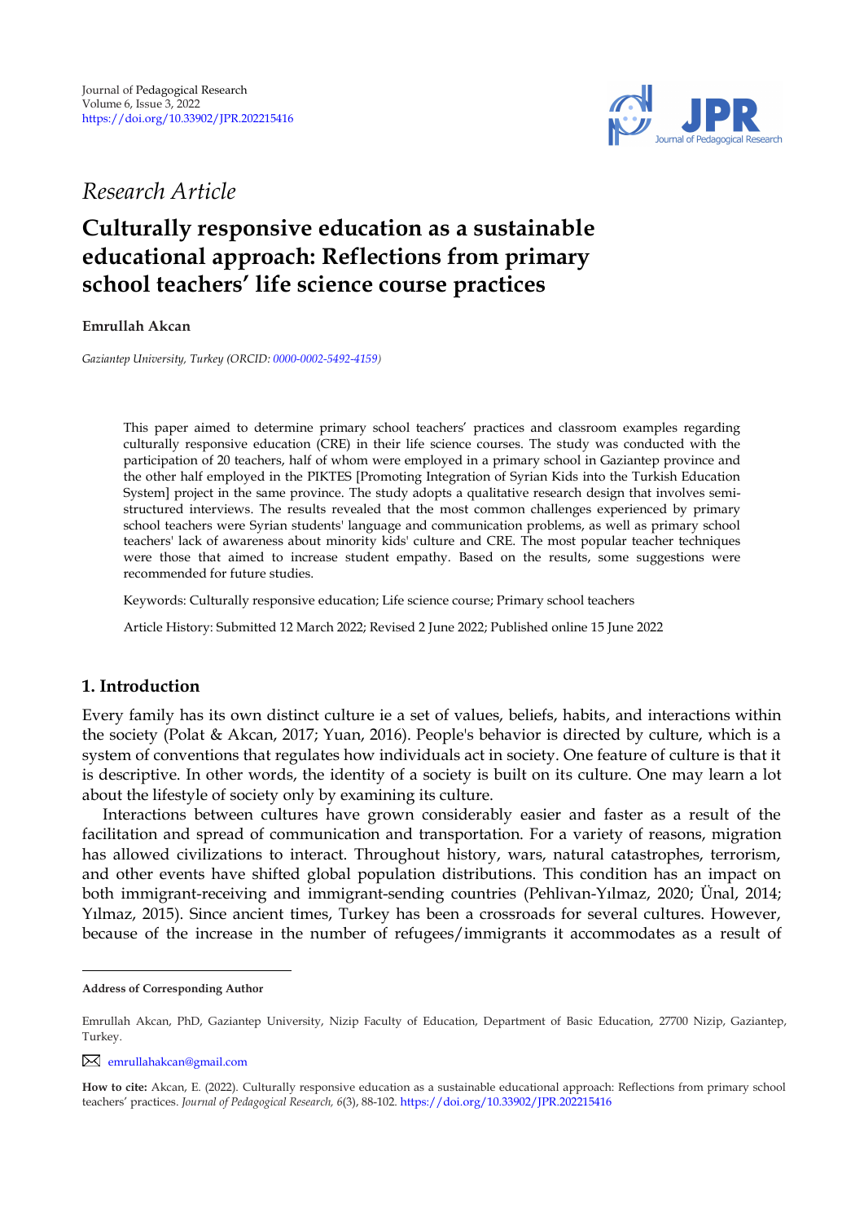*Research Article*

# Culturally responsive education as a sustainable educational approach: Reflections from primary school teachers' life science course practices

**Emrullah Akcan**

*Gaziantep University, Turkey (ORCID: 0000-0002-5492-4159)*

This paper aimed to determine primary school teachers' practices and classroom examples regarding culturally responsive education (CRE) in their life science courses. The study was conducted with the participation of 20 teachers, half of whom were employed in a primary school in Gaziantep province and the other half employed in the PIKTES [Promoting Integration of Syrian Kids into the Turkish Education System] project in the same province. The study adopts a qualitative research design that involves semi-structured interviews. The results revealed that the most common challenges experienced by primary school teachers were Syrian students' language and communication problems, as well as primary school teachers' lack of awareness about minority kids' culture and CRE. The most popular teacher techniques were those that aimed to increase student empathy. Based on the results, some suggestions were recommended for future studies.

Keywords: Culturally responsive education; Life science course; Primary school teachers

Article History: Submitted 12 March 2022; Revised 2 June 2022; Published online 15 June 2022

## 1. Introduction

Every family has its own distinct culture ie a set of values, beliefs, habits, and interactions within the society (Polat & Akcan, 2017; Yuan, 2016). People's behavior is directed by culture, which is a system of conventions that regulates how individuals act in society. One feature of culture is that it is descriptive. In other words, the identity of a society is built on its culture. One may learn a lot about the lifestyle of society only by examining its culture.

Interactions between cultures have grown considerably easier and faster as a result of the facilitation and spread of communication and transportation. For a variety of reasons, migration has allowed civilizations to interact. Throughout history, wars, natural catastrophes, terrorism, and other events have shifted global population distributions. This condition has an impact on both immigrant-receiving and immigrant-sending countries (Pehlivan-Yılmaz, 2020; Ünal, 2014; Yılmaz, 2015). Since ancient times, Turkey has been a crossroads for several cultures. However, because of the increase in the number of refugees/immigrants it accommodates as a result of

---

**Address of Corresponding Author**

Emrullah Akcan, PhD, Gaziantep University, Nizip Faculty of Education, Department of Basic Education, 27700 Nizip, Gaziantep, Turkey.

emrullahakcan@gmail.com

**How to cite:** Akcan, E. (2022). Culturally responsive education as a sustainable educational approach: Reflections from primary school teachers' practices. *Journal of Pedagogical Research, 6*(3), 88-102. https://doi.org/10.33902/JPR.202215416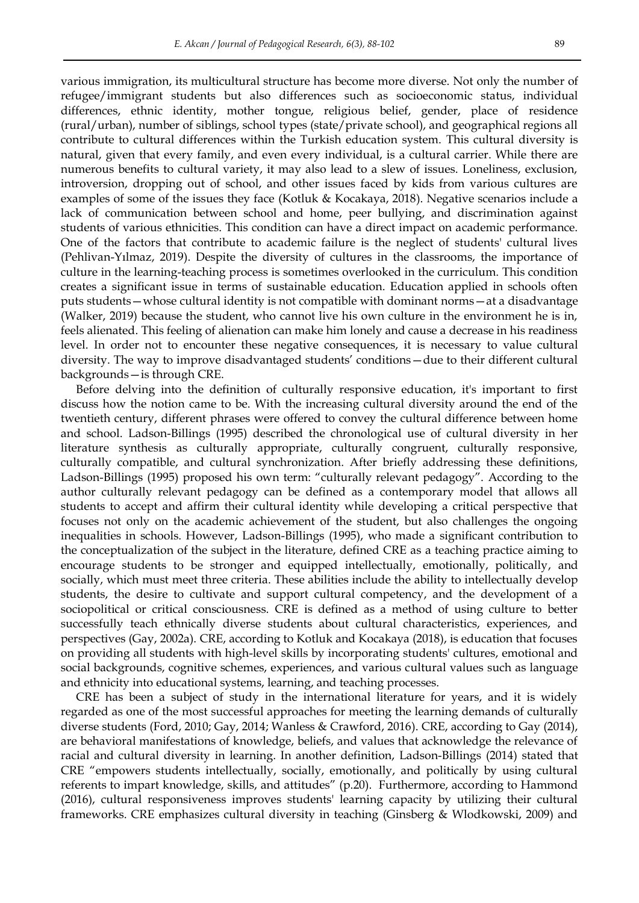various immigration, its multicultural structure has become more diverse. Not only the number of refugee/immigrant students but also differences such as socioeconomic status, individual differences, ethnic identity, mother tongue, religious belief, gender, place of residence (rural/urban), number of siblings, school types (state/private school), and geographical regions all contribute to cultural differences within the Turkish education system. This cultural diversity is natural, given that every family, and even every individual, is a cultural carrier. While there are numerous benefits to cultural variety, it may also lead to a slew of issues. Loneliness, exclusion, introversion, dropping out of school, and other issues faced by kids from various cultures are examples of some of the issues they face (Kotluk & Kocakaya, 2018). Negative scenarios include a lack of communication between school and home, peer bullying, and discrimination against students of various ethnicities. This condition can have a direct impact on academic performance. One of the factors that contribute to academic failure is the neglect of students' cultural lives (Pehlivan-Yılmaz, 2019). Despite the diversity of cultures in the classrooms, the importance of culture in the learning-teaching process is sometimes overlooked in the curriculum. This condition creates a significant issue in terms of sustainable education. Education applied in schools often puts students—whose cultural identity is not compatible with dominant norms—at a disadvantage (Walker, 2019) because the student, who cannot live his own culture in the environment he is in, feels alienated. This feeling of alienation can make him lonely and cause a decrease in his readiness level. In order not to encounter these negative consequences, it is necessary to value cultural diversity. The way to improve disadvantaged students' conditions—due to their different cultural backgrounds—is through CRE.

Before delving into the definition of culturally responsive education, it's important to first discuss how the notion came to be. With the increasing cultural diversity around the end of the twentieth century, different phrases were offered to convey the cultural difference between home and school. Ladson-Billings (1995) described the chronological use of cultural diversity in her literature synthesis as culturally appropriate, culturally congruent, culturally responsive, culturally compatible, and cultural synchronization. After briefly addressing these definitions, Ladson-Billings (1995) proposed his own term: "culturally relevant pedagogy". According to the author culturally relevant pedagogy can be defined as a contemporary model that allows all students to accept and affirm their cultural identity while developing a critical perspective that focuses not only on the academic achievement of the student, but also challenges the ongoing inequalities in schools. However, Ladson-Billings (1995), who made a significant contribution to the conceptualization of the subject in the literature, defined CRE as a teaching practice aiming to encourage students to be stronger and equipped intellectually, emotionally, politically, and socially, which must meet three criteria. These abilities include the ability to intellectually develop students, the desire to cultivate and support cultural competency, and the development of a sociopolitical or critical consciousness. CRE is defined as a method of using culture to better successfully teach ethnically diverse students about cultural characteristics, experiences, and perspectives (Gay, 2002a). CRE, according to Kotluk and Kocakaya (2018), is education that focuses on providing all students with high-level skills by incorporating students' cultures, emotional and social backgrounds, cognitive schemes, experiences, and various cultural values such as language and ethnicity into educational systems, learning, and teaching processes.

CRE has been a subject of study in the international literature for years, and it is widely regarded as one of the most successful approaches for meeting the learning demands of culturally diverse students (Ford, 2010; Gay, 2014; Wanless & Crawford, 2016). CRE, according to Gay (2014), are behavioral manifestations of knowledge, beliefs, and values that acknowledge the relevance of racial and cultural diversity in learning. In another definition, Ladson-Billings (2014) stated that CRE "empowers students intellectually, socially, emotionally, and politically by using cultural referents to impart knowledge, skills, and attitudes" (p.20). Furthermore, according to Hammond (2016), cultural responsiveness improves students' learning capacity by utilizing their cultural frameworks. CRE emphasizes cultural diversity in teaching (Ginsberg & Wlodkowski, 2009) and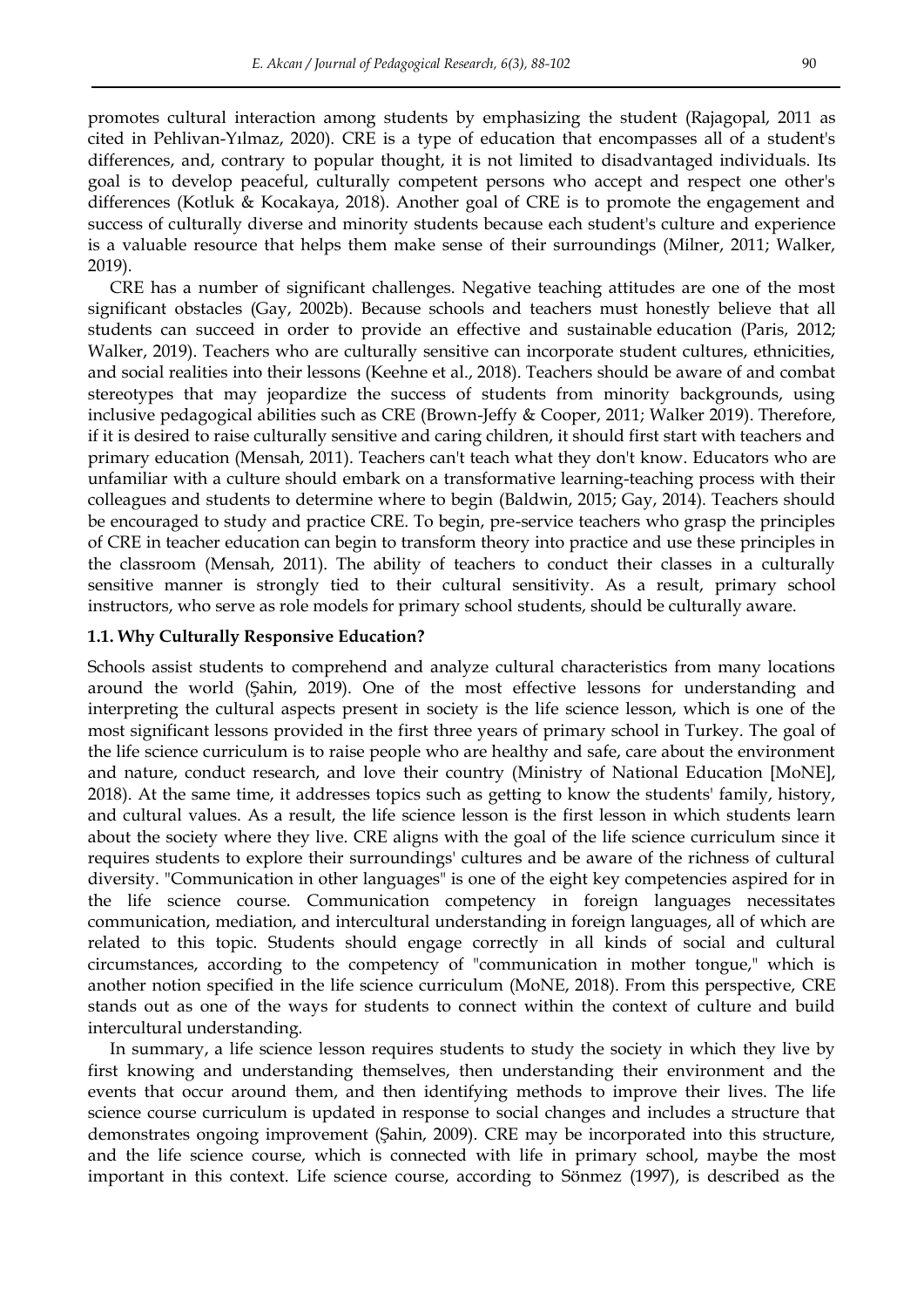promotes cultural interaction among students by emphasizing the student (Rajagopal, 2011 as cited in Pehlivan-Yılmaz, 2020). CRE is a type of education that encompasses all of a student's differences, and, contrary to popular thought, it is not limited to disadvantaged individuals. Its goal is to develop peaceful, culturally competent persons who accept and respect one other's differences (Kotluk & Kocakaya, 2018). Another goal of CRE is to promote the engagement and success of culturally diverse and minority students because each student's culture and experience is a valuable resource that helps them make sense of their surroundings (Milner, 2011; Walker, 2019).

CRE has a number of significant challenges. Negative teaching attitudes are one of the most significant obstacles (Gay, 2002b). Because schools and teachers must honestly believe that all students can succeed in order to provide an effective and sustainable education (Paris, 2012; Walker, 2019). Teachers who are culturally sensitive can incorporate student cultures, ethnicities, and social realities into their lessons (Keehne et al., 2018). Teachers should be aware of and combat stereotypes that may jeopardize the success of students from minority backgrounds, using inclusive pedagogical abilities such as CRE (Brown-Jeffy & Cooper, 2011; Walker 2019). Therefore, if it is desired to raise culturally sensitive and caring children, it should first start with teachers and primary education (Mensah, 2011). Teachers can't teach what they don't know. Educators who are unfamiliar with a culture should embark on a transformative learning-teaching process with their colleagues and students to determine where to begin (Baldwin, 2015; Gay, 2014). Teachers should be encouraged to study and practice CRE. To begin, pre-service teachers who grasp the principles of CRE in teacher education can begin to transform theory into practice and use these principles in the classroom (Mensah, 2011). The ability of teachers to conduct their classes in a culturally sensitive manner is strongly tied to their cultural sensitivity. As a result, primary school instructors, who serve as role models for primary school students, should be culturally aware.

### 1.1. Why Culturally Responsive Education?

Schools assist students to comprehend and analyze cultural characteristics from many locations around the world (Şahin, 2019). One of the most effective lessons for understanding and interpreting the cultural aspects present in society is the life science lesson, which is one of the most significant lessons provided in the first three years of primary school in Turkey. The goal of the life science curriculum is to raise people who are healthy and safe, care about the environment and nature, conduct research, and love their country (Ministry of National Education [MoNE], 2018). At the same time, it addresses topics such as getting to know the students' family, history, and cultural values. As a result, the life science lesson is the first lesson in which students learn about the society where they live. CRE aligns with the goal of the life science curriculum since it requires students to explore their surroundings' cultures and be aware of the richness of cultural diversity. "Communication in other languages" is one of the eight key competencies aspired for in the life science course. Communication competency in foreign languages necessitates communication, mediation, and intercultural understanding in foreign languages, all of which are related to this topic. Students should engage correctly in all kinds of social and cultural circumstances, according to the competency of "communication in mother tongue," which is another notion specified in the life science curriculum (MoNE, 2018). From this perspective, CRE stands out as one of the ways for students to connect within the context of culture and build intercultural understanding.

In summary, a life science lesson requires students to study the society in which they live by first knowing and understanding themselves, then understanding their environment and the events that occur around them, and then identifying methods to improve their lives. The life science course curriculum is updated in response to social changes and includes a structure that demonstrates ongoing improvement (Şahin, 2009). CRE may be incorporated into this structure, and the life science course, which is connected with life in primary school, maybe the most important in this context. Life science course, according to Sönmez (1997), is described as the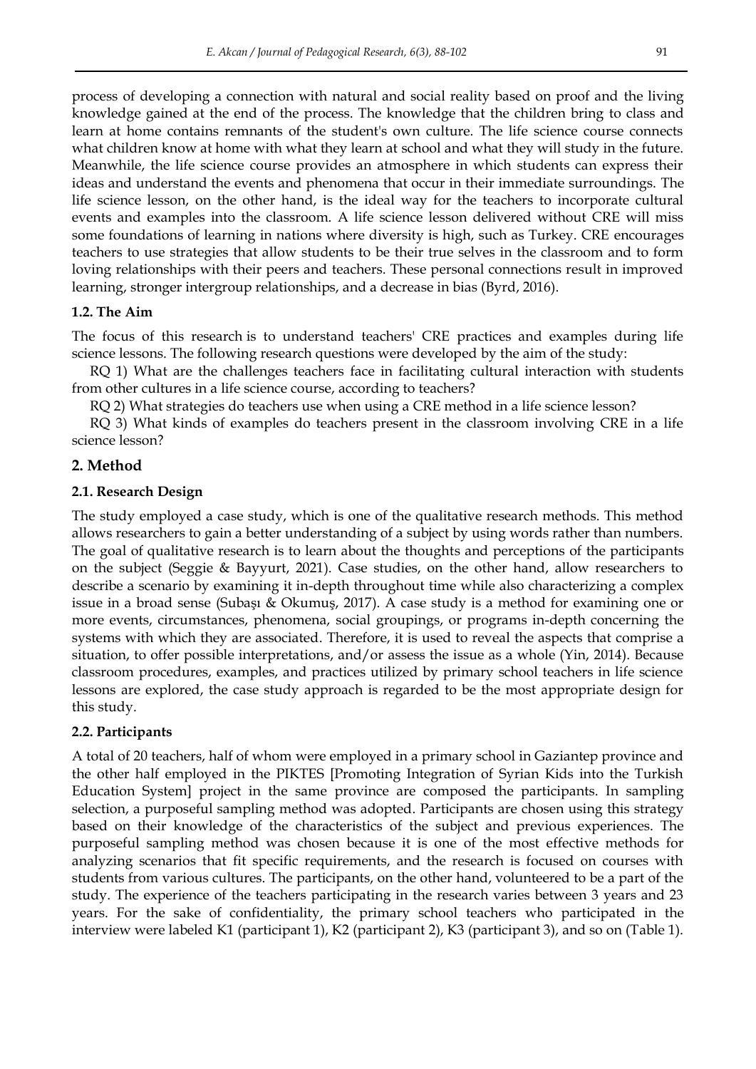process of developing a connection with natural and social reality based on proof and the living knowledge gained at the end of the process. The knowledge that the children bring to class and learn at home contains remnants of the student's own culture. The life science course connects what children know at home with what they learn at school and what they will study in the future. Meanwhile, the life science course provides an atmosphere in which students can express their ideas and understand the events and phenomena that occur in their immediate surroundings. The life science lesson, on the other hand, is the ideal way for the teachers to incorporate cultural events and examples into the classroom. A life science lesson delivered without CRE will miss some foundations of learning in nations where diversity is high, such as Turkey. CRE encourages teachers to use strategies that allow students to be their true selves in the classroom and to form loving relationships with their peers and teachers. These personal connections result in improved learning, stronger intergroup relationships, and a decrease in bias (Byrd, 2016).

### 1.2. The Aim

The focus of this research is to understand teachers' CRE practices and examples during life science lessons. The following research questions were developed by the aim of the study:

RQ 1) What are the challenges teachers face in facilitating cultural interaction with students from other cultures in a life science course, according to teachers?

RQ 2) What strategies do teachers use when using a CRE method in a life science lesson?

RQ 3) What kinds of examples do teachers present in the classroom involving CRE in a life science lesson?

## 2. Method

### 2.1. Research Design

The study employed a case study, which is one of the qualitative research methods. This method allows researchers to gain a better understanding of a subject by using words rather than numbers. The goal of qualitative research is to learn about the thoughts and perceptions of the participants on the subject (Seggie & Bayyurt, 2021). Case studies, on the other hand, allow researchers to describe a scenario by examining it in-depth throughout time while also characterizing a complex issue in a broad sense (Subaşı & Okumuş, 2017). A case study is a method for examining one or more events, circumstances, phenomena, social groupings, or programs in-depth concerning the systems with which they are associated. Therefore, it is used to reveal the aspects that comprise a situation, to offer possible interpretations, and/or assess the issue as a whole (Yin, 2014). Because classroom procedures, examples, and practices utilized by primary school teachers in life science lessons are explored, the case study approach is regarded to be the most appropriate design for this study.

### 2.2. Participants

A total of 20 teachers, half of whom were employed in a primary school in Gaziantep province and the other half employed in the PIKTES [Promoting Integration of Syrian Kids into the Turkish Education System] project in the same province are composed the participants. In sampling selection, a purposeful sampling method was adopted. Participants are chosen using this strategy based on their knowledge of the characteristics of the subject and previous experiences. The purposeful sampling method was chosen because it is one of the most effective methods for analyzing scenarios that fit specific requirements, and the research is focused on courses with students from various cultures. The participants, on the other hand, volunteered to be a part of the study. The experience of the teachers participating in the research varies between 3 years and 23 years. For the sake of confidentiality, the primary school teachers who participated in the interview were labeled K1 (participant 1), K2 (participant 2), K3 (participant 3), and so on (Table 1).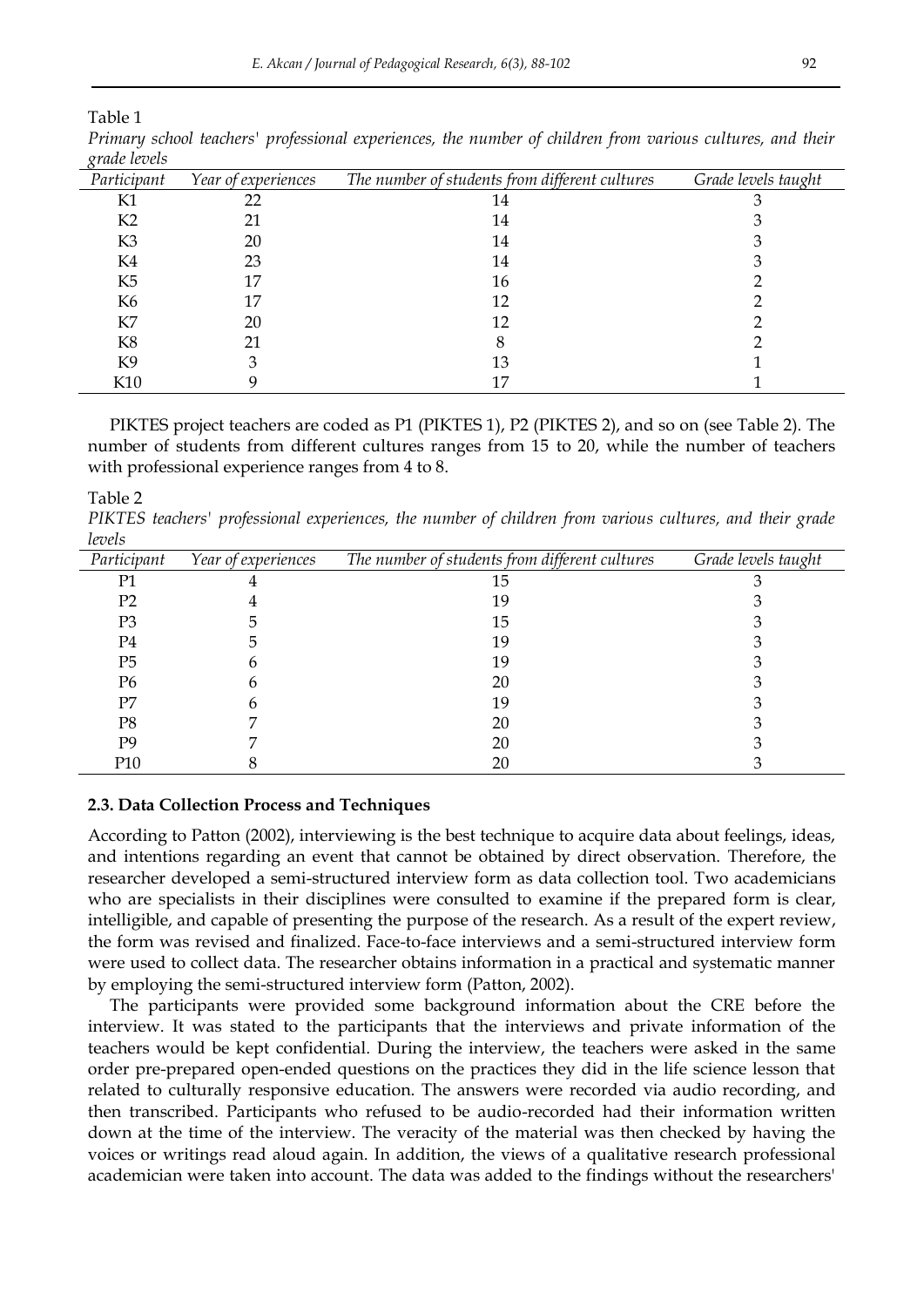Table 1

*Primary school teachers' professional experiences, the number of children from various cultures, and their grade levels*

| *Participant* | *Year of experiences* | *The number of students from different cultures* | *Grade levels taught* |
|---|---|---|---|
| K1 | 22 | 14 | 3 |
| K2 | 21 | 14 | 3 |
| K3 | 20 | 14 | 3 |
| K4 | 23 | 14 | 3 |
| K5 | 17 | 16 | 2 |
| K6 | 17 | 12 | 2 |
| K7 | 20 | 12 | 2 |
| K8 | 21 | 8 | 2 |
| K9 | 3 | 13 | 1 |
| K10 | 9 | 17 | 1 |

PIKTES project teachers are coded as P1 (PIKTES 1), P2 (PIKTES 2), and so on (see Table 2). The number of students from different cultures ranges from 15 to 20, while the number of teachers with professional experience ranges from 4 to 8.

Table 2

*PIKTES teachers' professional experiences, the number of children from various cultures, and their grade levels*

| *Participant* | *Year of experiences* | *The number of students from different cultures* | *Grade levels taught* |
|---|---|---|---|
| P1 | 4 | 15 | 3 |
| P2 | 4 | 19 | 3 |
| P3 | 5 | 15 | 3 |
| P4 | 5 | 19 | 3 |
| P5 | 6 | 19 | 3 |
| P6 | 6 | 20 | 3 |
| P7 | 6 | 19 | 3 |
| P8 | 7 | 20 | 3 |
| P9 | 7 | 20 | 3 |
| P10 | 8 | 20 | 3 |

### 2.3. Data Collection Process and Techniques

According to Patton (2002), interviewing is the best technique to acquire data about feelings, ideas, and intentions regarding an event that cannot be obtained by direct observation. Therefore, the researcher developed a semi-structured interview form as data collection tool. Two academicians who are specialists in their disciplines were consulted to examine if the prepared form is clear, intelligible, and capable of presenting the purpose of the research. As a result of the expert review, the form was revised and finalized. Face-to-face interviews and a semi-structured interview form were used to collect data. The researcher obtains information in a practical and systematic manner by employing the semi-structured interview form (Patton, 2002).

The participants were provided some background information about the CRE before the interview. It was stated to the participants that the interviews and private information of the teachers would be kept confidential. During the interview, the teachers were asked in the same order pre-prepared open-ended questions on the practices they did in the life science lesson that related to culturally responsive education. The answers were recorded via audio recording, and then transcribed. Participants who refused to be audio-recorded had their information written down at the time of the interview. The veracity of the material was then checked by having the voices or writings read aloud again. In addition, the views of a qualitative research professional academician were taken into account. The data was added to the findings without the researchers'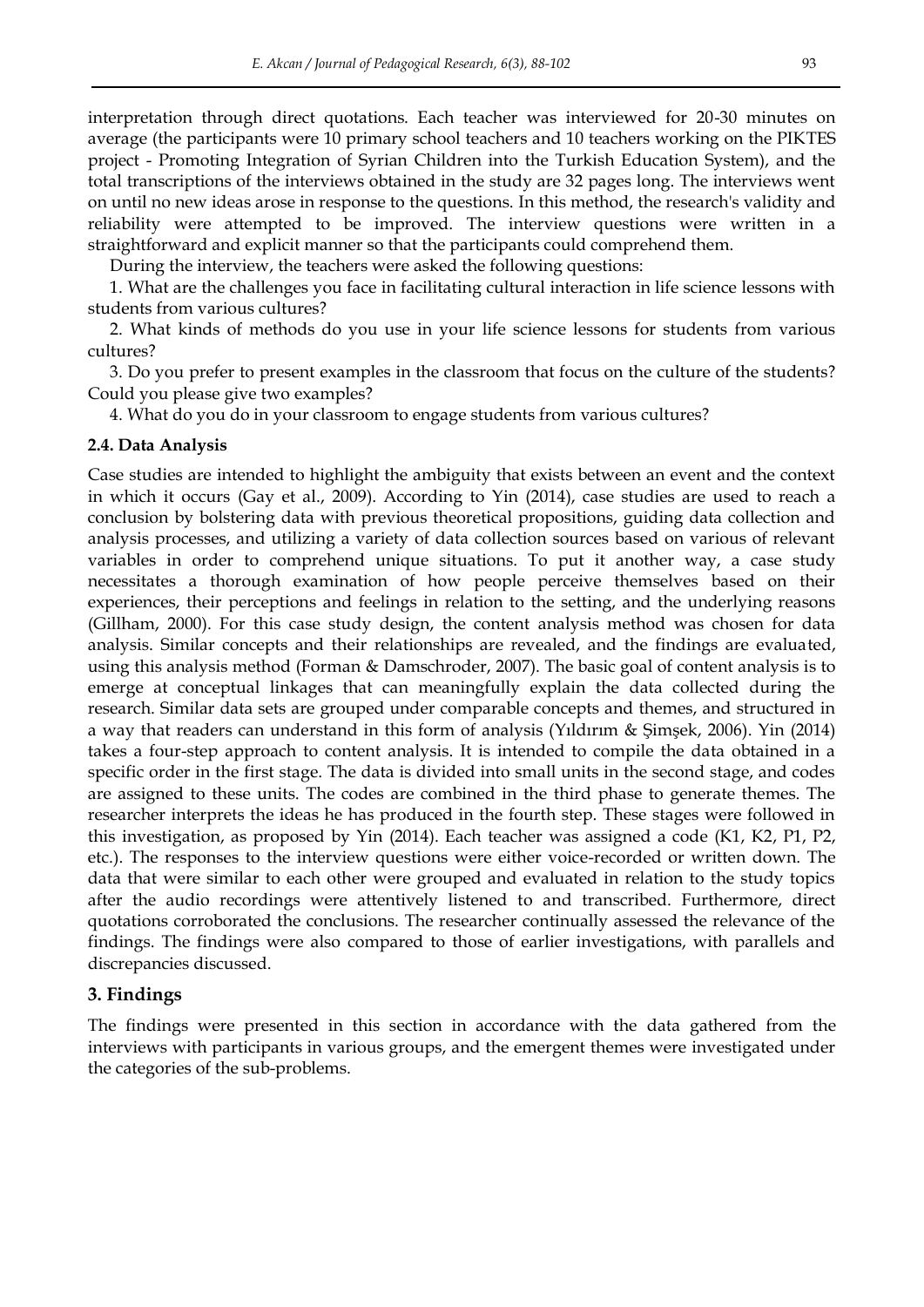interpretation through direct quotations. Each teacher was interviewed for 20-30 minutes on average (the participants were 10 primary school teachers and 10 teachers working on the PIKTES project - Promoting Integration of Syrian Children into the Turkish Education System), and the total transcriptions of the interviews obtained in the study are 32 pages long. The interviews went on until no new ideas arose in response to the questions. In this method, the research's validity and reliability were attempted to be improved. The interview questions were written in a straightforward and explicit manner so that the participants could comprehend them.

During the interview, the teachers were asked the following questions:

1. What are the challenges you face in facilitating cultural interaction in life science lessons with students from various cultures?
2. What kinds of methods do you use in your life science lessons for students from various cultures?
3. Do you prefer to present examples in the classroom that focus on the culture of the students? Could you please give two examples?
4. What do you do in your classroom to engage students from various cultures?

### 2.4. Data Analysis

Case studies are intended to highlight the ambiguity that exists between an event and the context in which it occurs (Gay et al., 2009). According to Yin (2014), case studies are used to reach a conclusion by bolstering data with previous theoretical propositions, guiding data collection and analysis processes, and utilizing a variety of data collection sources based on various of relevant variables in order to comprehend unique situations. To put it another way, a case study necessitates a thorough examination of how people perceive themselves based on their experiences, their perceptions and feelings in relation to the setting, and the underlying reasons (Gillham, 2000). For this case study design, the content analysis method was chosen for data analysis. Similar concepts and their relationships are revealed, and the findings are evaluated, using this analysis method (Forman & Damschroder, 2007). The basic goal of content analysis is to emerge at conceptual linkages that can meaningfully explain the data collected during the research. Similar data sets are grouped under comparable concepts and themes, and structured in a way that readers can understand in this form of analysis (Yıldırım & Şimşek, 2006). Yin (2014) takes a four-step approach to content analysis. It is intended to compile the data obtained in a specific order in the first stage. The data is divided into small units in the second stage, and codes are assigned to these units. The codes are combined in the third phase to generate themes. The researcher interprets the ideas he has produced in the fourth step. These stages were followed in this investigation, as proposed by Yin (2014). Each teacher was assigned a code (K1, K2, P1, P2, etc.). The responses to the interview questions were either voice-recorded or written down. The data that were similar to each other were grouped and evaluated in relation to the study topics after the audio recordings were attentively listened to and transcribed. Furthermore, direct quotations corroborated the conclusions. The researcher continually assessed the relevance of the findings. The findings were also compared to those of earlier investigations, with parallels and discrepancies discussed.

## 3. Findings

The findings were presented in this section in accordance with the data gathered from the interviews with participants in various groups, and the emergent themes were investigated under the categories of the sub-problems.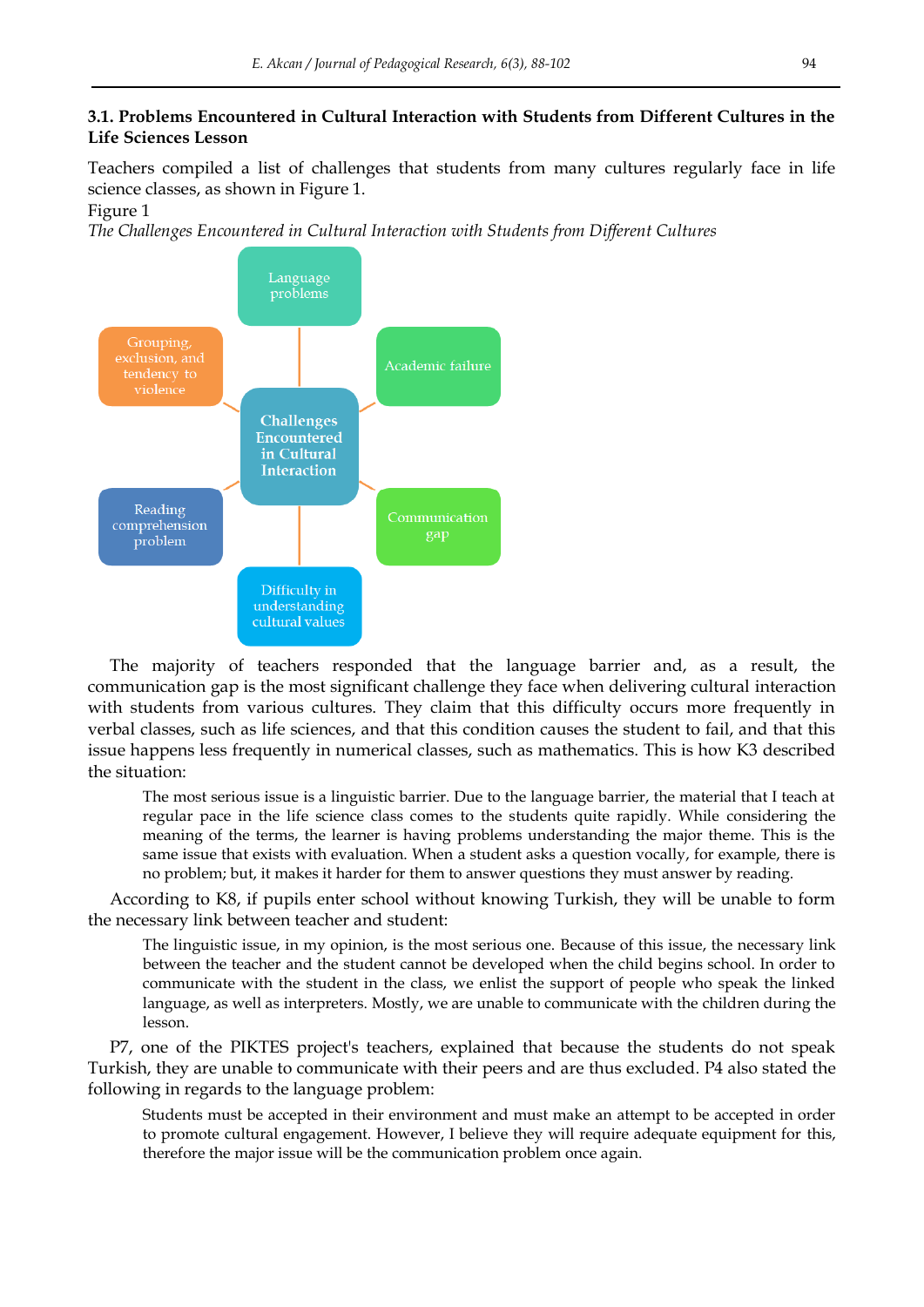### 3.1. Problems Encountered in Cultural Interaction with Students from Different Cultures in the Life Sciences Lesson

Teachers compiled a list of challenges that students from many cultures regularly face in life science classes, as shown in Figure 1.

Figure 1

*The Challenges Encountered in Cultural Interaction with Students from Different Cultures*

Challenges Encountered in Cultural Interaction

- Language problems
- Academic failure
- Communication gap
- Difficulty in understanding cultural values
- Reading comprehension problem
- Grouping, exclusion, and tendency to violence

The majority of teachers responded that the language barrier and, as a result, the communication gap is the most significant challenge they face when delivering cultural interaction with students from various cultures. They claim that this difficulty occurs more frequently in verbal classes, such as life sciences, and that this condition causes the student to fail, and that this issue happens less frequently in numerical classes, such as mathematics. This is how K3 described the situation:

> The most serious issue is a linguistic barrier. Due to the language barrier, the material that I teach at regular pace in the life science class comes to the students quite rapidly. While considering the meaning of the terms, the learner is having problems understanding the major theme. This is the same issue that exists with evaluation. When a student asks a question vocally, for example, there is no problem; but, it makes it harder for them to answer questions they must answer by reading.

According to K8, if pupils enter school without knowing Turkish, they will be unable to form the necessary link between teacher and student:

> The linguistic issue, in my opinion, is the most serious one. Because of this issue, the necessary link between the teacher and the student cannot be developed when the child begins school. In order to communicate with the student in the class, we enlist the support of people who speak the linked language, as well as interpreters. Mostly, we are unable to communicate with the children during the lesson.

P7, one of the PIKTES project's teachers, explained that because the students do not speak Turkish, they are unable to communicate with their peers and are thus excluded. P4 also stated the following in regards to the language problem:

> Students must be accepted in their environment and must make an attempt to be accepted in order to promote cultural engagement. However, I believe they will require adequate equipment for this, therefore the major issue will be the communication problem once again.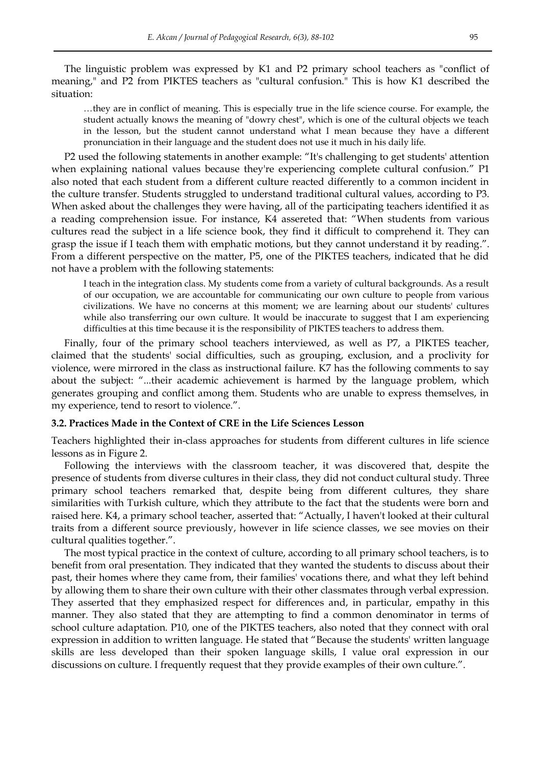The linguistic problem was expressed by K1 and P2 primary school teachers as "conflict of meaning," and P2 from PIKTES teachers as "cultural confusion." This is how K1 described the situation:

> …they are in conflict of meaning. This is especially true in the life science course. For example, the student actually knows the meaning of "dowry chest", which is one of the cultural objects we teach in the lesson, but the student cannot understand what I mean because they have a different pronunciation in their language and the student does not use it much in his daily life.

P2 used the following statements in another example: "It's challenging to get students' attention when explaining national values because they're experiencing complete cultural confusion." P1 also noted that each student from a different culture reacted differently to a common incident in the culture transfer. Students struggled to understand traditional cultural values, according to P3. When asked about the challenges they were having, all of the participating teachers identified it as a reading comprehension issue. For instance, K4 assereted that: "When students from various cultures read the subject in a life science book, they find it difficult to comprehend it. They can grasp the issue if I teach them with emphatic motions, but they cannot understand it by reading.". From a different perspective on the matter, P5, one of the PIKTES teachers, indicated that he did not have a problem with the following statements:

> I teach in the integration class. My students come from a variety of cultural backgrounds. As a result of our occupation, we are accountable for communicating our own culture to people from various civilizations. We have no concerns at this moment; we are learning about our students' cultures while also transferring our own culture. It would be inaccurate to suggest that I am experiencing difficulties at this time because it is the responsibility of PIKTES teachers to address them.

Finally, four of the primary school teachers interviewed, as well as P7, a PIKTES teacher, claimed that the students' social difficulties, such as grouping, exclusion, and a proclivity for violence, were mirrored in the class as instructional failure. K7 has the following comments to say about the subject: "...their academic achievement is harmed by the language problem, which generates grouping and conflict among them. Students who are unable to express themselves, in my experience, tend to resort to violence.".

### 3.2. Practices Made in the Context of CRE in the Life Sciences Lesson

Teachers highlighted their in-class approaches for students from different cultures in life science lessons as in Figure 2.

Following the interviews with the classroom teacher, it was discovered that, despite the presence of students from diverse cultures in their class, they did not conduct cultural study. Three primary school teachers remarked that, despite being from different cultures, they share similarities with Turkish culture, which they attribute to the fact that the students were born and raised here. K4, a primary school teacher, asserted that: "Actually, I haven't looked at their cultural traits from a different source previously, however in life science classes, we see movies on their cultural qualities together.".

The most typical practice in the context of culture, according to all primary school teachers, is to benefit from oral presentation. They indicated that they wanted the students to discuss about their past, their homes where they came from, their families' vocations there, and what they left behind by allowing them to share their own culture with their other classmates through verbal expression. They asserted that they emphasized respect for differences and, in particular, empathy in this manner. They also stated that they are attempting to find a common denominator in terms of school culture adaptation. P10, one of the PIKTES teachers, also noted that they connect with oral expression in addition to written language. He stated that "Because the students' written language skills are less developed than their spoken language skills, I value oral expression in our discussions on culture. I frequently request that they provide examples of their own culture.".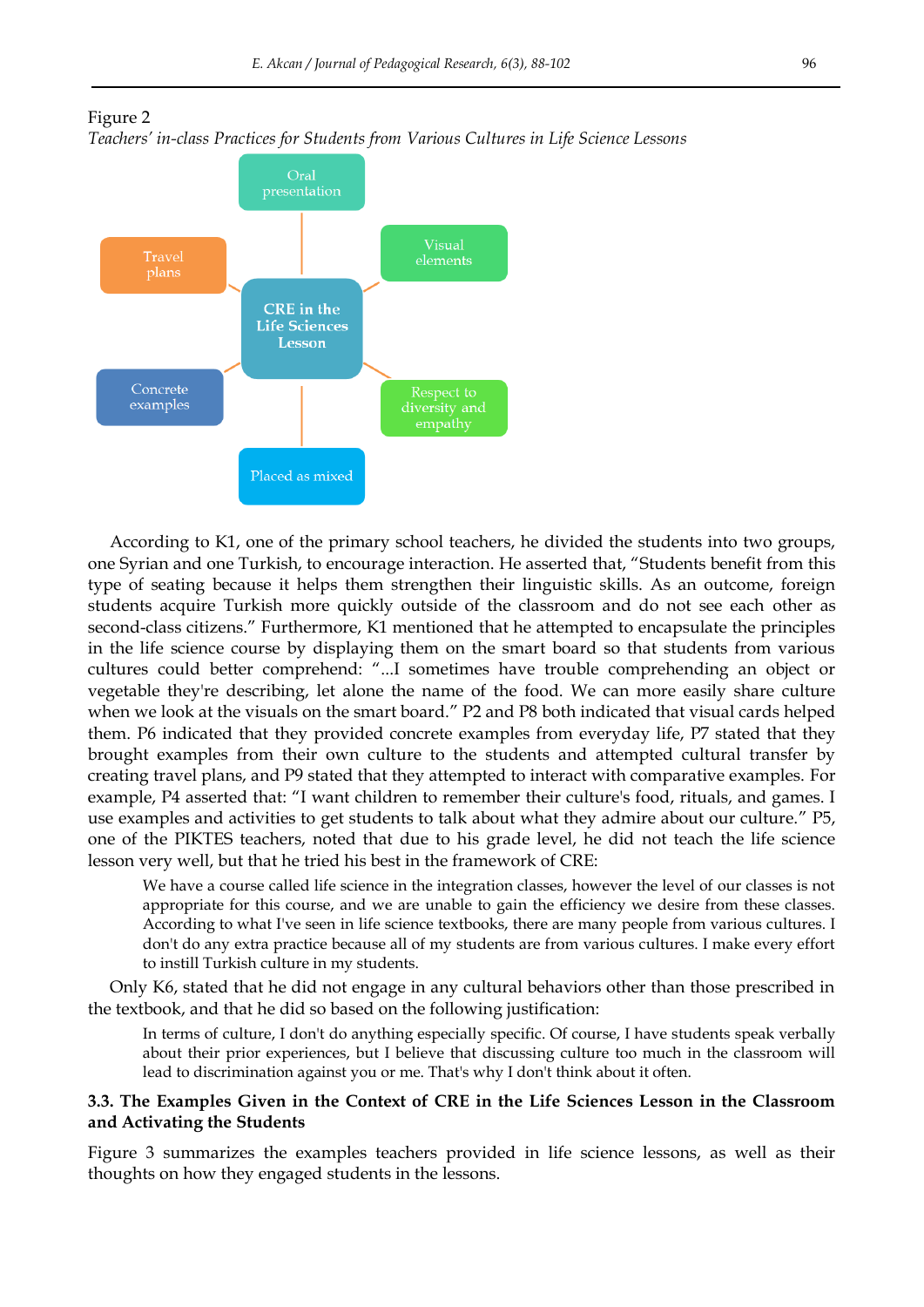Figure 2

*Teachers' in-class Practices for Students from Various Cultures in Life Science Lessons*

CRE in the Life Sciences Lesson

- Oral presentation
- Visual elements
- Respect to diversity and empathy
- Placed as mixed
- Concrete examples
- Travel plans

According to K1, one of the primary school teachers, he divided the students into two groups, one Syrian and one Turkish, to encourage interaction. He asserted that, "Students benefit from this type of seating because it helps them strengthen their linguistic skills. As an outcome, foreign students acquire Turkish more quickly outside of the classroom and do not see each other as second-class citizens." Furthermore, K1 mentioned that he attempted to encapsulate the principles in the life science course by displaying them on the smart board so that students from various cultures could better comprehend: "...I sometimes have trouble comprehending an object or vegetable they're describing, let alone the name of the food. We can more easily share culture when we look at the visuals on the smart board." P2 and P8 both indicated that visual cards helped them. P6 indicated that they provided concrete examples from everyday life, P7 stated that they brought examples from their own culture to the students and attempted cultural transfer by creating travel plans, and P9 stated that they attempted to interact with comparative examples. For example, P4 asserted that: "I want children to remember their culture's food, rituals, and games. I use examples and activities to get students to talk about what they admire about our culture." P5, one of the PIKTES teachers, noted that due to his grade level, he did not teach the life science lesson very well, but that he tried his best in the framework of CRE:

> We have a course called life science in the integration classes, however the level of our classes is not appropriate for this course, and we are unable to gain the efficiency we desire from these classes. According to what I've seen in life science textbooks, there are many people from various cultures. I don't do any extra practice because all of my students are from various cultures. I make every effort to instill Turkish culture in my students.

Only K6, stated that he did not engage in any cultural behaviors other than those prescribed in the textbook, and that he did so based on the following justification:

> In terms of culture, I don't do anything especially specific. Of course, I have students speak verbally about their prior experiences, but I believe that discussing culture too much in the classroom will lead to discrimination against you or me. That's why I don't think about it often.

### 3.3. The Examples Given in the Context of CRE in the Life Sciences Lesson in the Classroom and Activating the Students

Figure 3 summarizes the examples teachers provided in life science lessons, as well as their thoughts on how they engaged students in the lessons.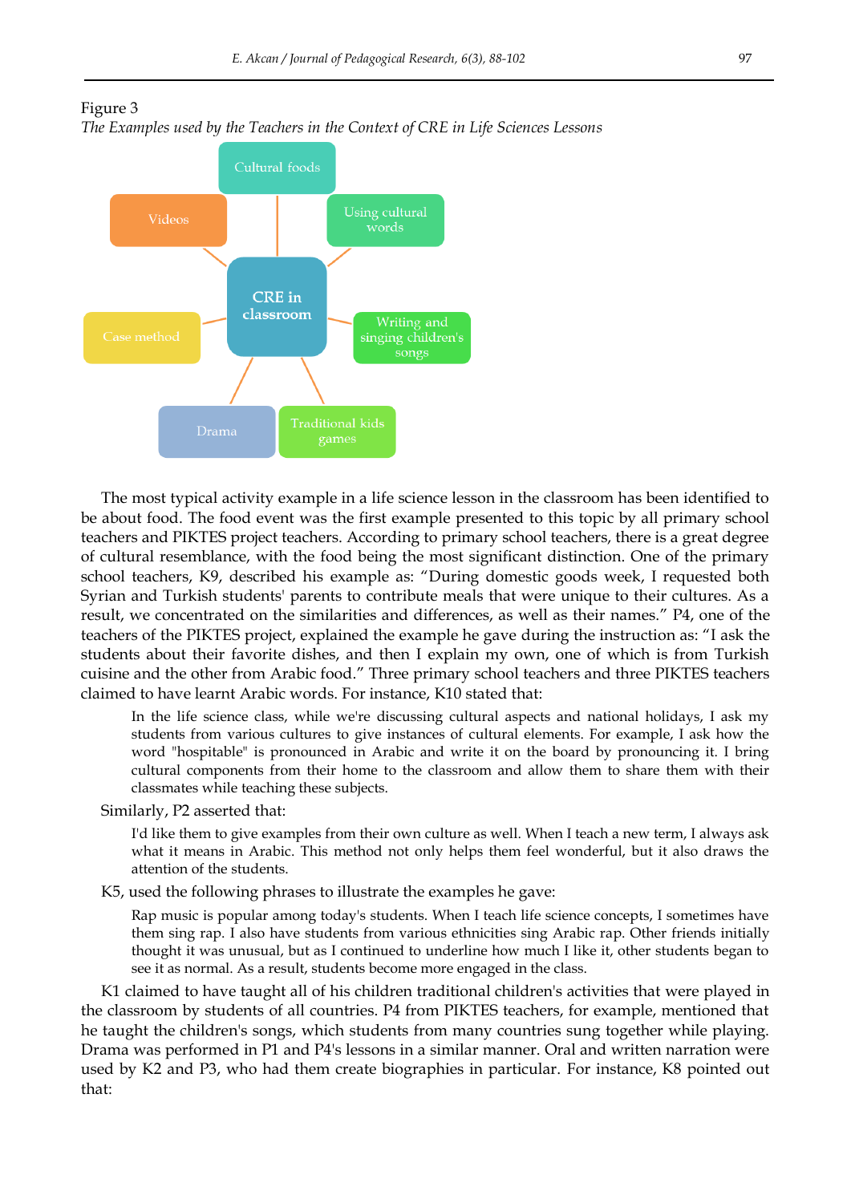Figure 3

*The Examples used by the Teachers in the Context of CRE in Life Sciences Lessons*

CRE in classroom

Cultural foods

Using cultural words

Writing and singing children's songs

Traditional kids games

Drama

Case method

Videos

The most typical activity example in a life science lesson in the classroom has been identified to be about food. The food event was the first example presented to this topic by all primary school teachers and PIKTES project teachers. According to primary school teachers, there is a great degree of cultural resemblance, with the food being the most significant distinction. One of the primary school teachers, K9, described his example as: "During domestic goods week, I requested both Syrian and Turkish students' parents to contribute meals that were unique to their cultures. As a result, we concentrated on the similarities and differences, as well as their names." P4, one of the teachers of the PIKTES project, explained the example he gave during the instruction as: "I ask the students about their favorite dishes, and then I explain my own, one of which is from Turkish cuisine and the other from Arabic food." Three primary school teachers and three PIKTES teachers claimed to have learnt Arabic words. For instance, K10 stated that:

> In the life science class, while we're discussing cultural aspects and national holidays, I ask my students from various cultures to give instances of cultural elements. For example, I ask how the word "hospitable" is pronounced in Arabic and write it on the board by pronouncing it. I bring cultural components from their home to the classroom and allow them to share them with their classmates while teaching these subjects.

Similarly, P2 asserted that:

> I'd like them to give examples from their own culture as well. When I teach a new term, I always ask what it means in Arabic. This method not only helps them feel wonderful, but it also draws the attention of the students.

K5, used the following phrases to illustrate the examples he gave:

> Rap music is popular among today's students. When I teach life science concepts, I sometimes have them sing rap. I also have students from various ethnicities sing Arabic rap. Other friends initially thought it was unusual, but as I continued to underline how much I like it, other students began to see it as normal. As a result, students become more engaged in the class.

K1 claimed to have taught all of his children traditional children's activities that were played in the classroom by students of all countries. P4 from PIKTES teachers, for example, mentioned that he taught the children's songs, which students from many countries sung together while playing. Drama was performed in P1 and P4's lessons in a similar manner. Oral and written narration were used by K2 and P3, who had them create biographies in particular. For instance, K8 pointed out that: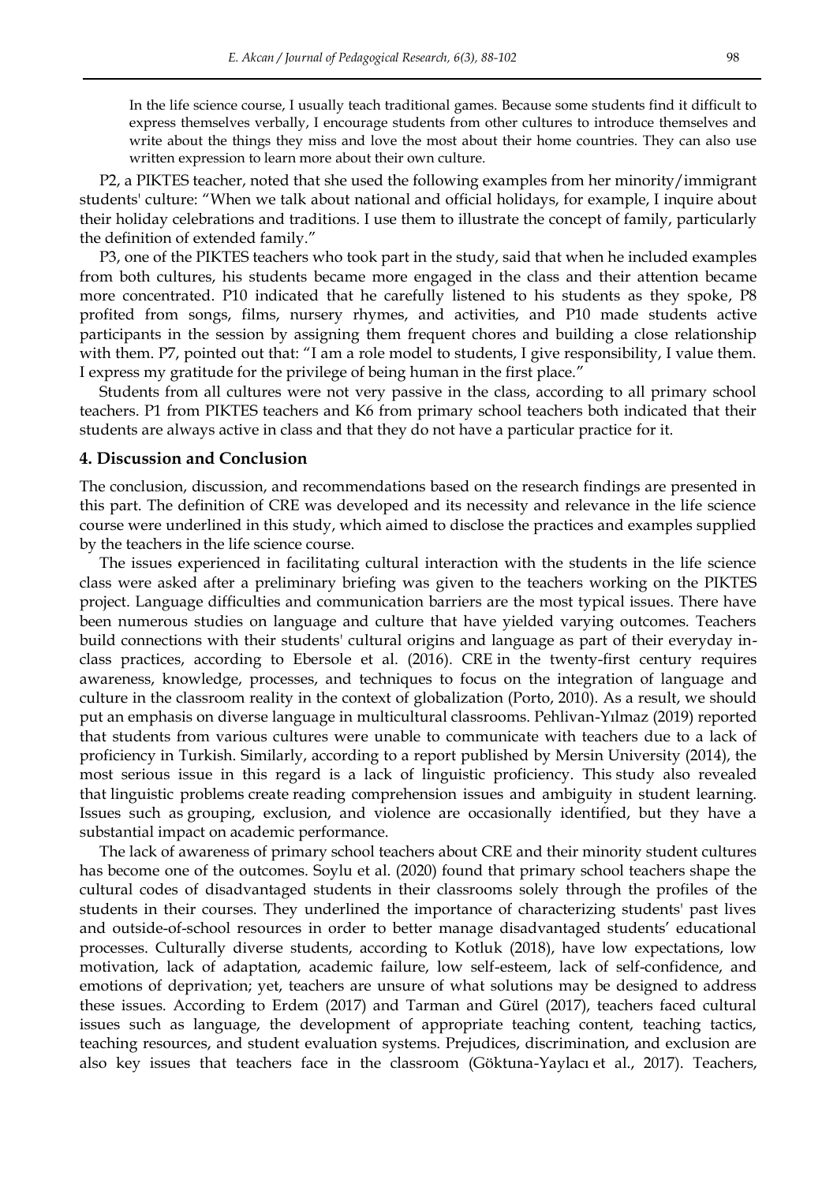> In the life science course, I usually teach traditional games. Because some students find it difficult to express themselves verbally, I encourage students from other cultures to introduce themselves and write about the things they miss and love the most about their home countries. They can also use written expression to learn more about their own culture.

P2, a PIKTES teacher, noted that she used the following examples from her minority/immigrant students' culture: "When we talk about national and official holidays, for example, I inquire about their holiday celebrations and traditions. I use them to illustrate the concept of family, particularly the definition of extended family."

P3, one of the PIKTES teachers who took part in the study, said that when he included examples from both cultures, his students became more engaged in the class and their attention became more concentrated. P10 indicated that he carefully listened to his students as they spoke, P8 profited from songs, films, nursery rhymes, and activities, and P10 made students active participants in the session by assigning them frequent chores and building a close relationship with them. P7, pointed out that: "I am a role model to students, I give responsibility, I value them. I express my gratitude for the privilege of being human in the first place."

Students from all cultures were not very passive in the class, according to all primary school teachers. P1 from PIKTES teachers and K6 from primary school teachers both indicated that their students are always active in class and that they do not have a particular practice for it.

## 4. Discussion and Conclusion

The conclusion, discussion, and recommendations based on the research findings are presented in this part. The definition of CRE was developed and its necessity and relevance in the life science course were underlined in this study, which aimed to disclose the practices and examples supplied by the teachers in the life science course.

The issues experienced in facilitating cultural interaction with the students in the life science class were asked after a preliminary briefing was given to the teachers working on the PIKTES project. Language difficulties and communication barriers are the most typical issues. There have been numerous studies on language and culture that have yielded varying outcomes. Teachers build connections with their students' cultural origins and language as part of their everyday in-class practices, according to Ebersole et al. (2016). CRE in the twenty-first century requires awareness, knowledge, processes, and techniques to focus on the integration of language and culture in the classroom reality in the context of globalization (Porto, 2010). As a result, we should put an emphasis on diverse language in multicultural classrooms. Pehlivan-Yılmaz (2019) reported that students from various cultures were unable to communicate with teachers due to a lack of proficiency in Turkish. Similarly, according to a report published by Mersin University (2014), the most serious issue in this regard is a lack of linguistic proficiency. This study also revealed that linguistic problems create reading comprehension issues and ambiguity in student learning. Issues such as grouping, exclusion, and violence are occasionally identified, but they have a substantial impact on academic performance.

The lack of awareness of primary school teachers about CRE and their minority student cultures has become one of the outcomes. Soylu et al. (2020) found that primary school teachers shape the cultural codes of disadvantaged students in their classrooms solely through the profiles of the students in their courses. They underlined the importance of characterizing students' past lives and outside-of-school resources in order to better manage disadvantaged students' educational processes. Culturally diverse students, according to Kotluk (2018), have low expectations, low motivation, lack of adaptation, academic failure, low self-esteem, lack of self-confidence, and emotions of deprivation; yet, teachers are unsure of what solutions may be designed to address these issues. According to Erdem (2017) and Tarman and Gürel (2017), teachers faced cultural issues such as language, the development of appropriate teaching content, teaching tactics, teaching resources, and student evaluation systems. Prejudices, discrimination, and exclusion are also key issues that teachers face in the classroom (Göktuna-Yaylacı et al., 2017). Teachers,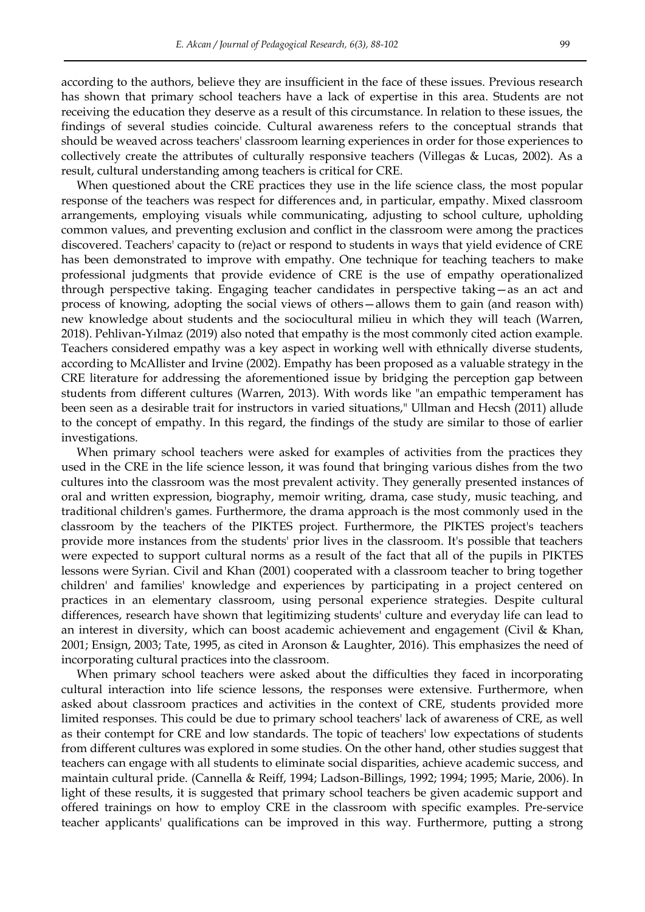according to the authors, believe they are insufficient in the face of these issues. Previous research has shown that primary school teachers have a lack of expertise in this area. Students are not receiving the education they deserve as a result of this circumstance. In relation to these issues, the findings of several studies coincide. Cultural awareness refers to the conceptual strands that should be weaved across teachers' classroom learning experiences in order for those experiences to collectively create the attributes of culturally responsive teachers (Villegas & Lucas, 2002). As a result, cultural understanding among teachers is critical for CRE.

When questioned about the CRE practices they use in the life science class, the most popular response of the teachers was respect for differences and, in particular, empathy. Mixed classroom arrangements, employing visuals while communicating, adjusting to school culture, upholding common values, and preventing exclusion and conflict in the classroom were among the practices discovered. Teachers' capacity to (re)act or respond to students in ways that yield evidence of CRE has been demonstrated to improve with empathy. One technique for teaching teachers to make professional judgments that provide evidence of CRE is the use of empathy operationalized through perspective taking. Engaging teacher candidates in perspective taking—as an act and process of knowing, adopting the social views of others—allows them to gain (and reason with) new knowledge about students and the sociocultural milieu in which they will teach (Warren, 2018). Pehlivan-Yılmaz (2019) also noted that empathy is the most commonly cited action example. Teachers considered empathy was a key aspect in working well with ethnically diverse students, according to McAllister and Irvine (2002). Empathy has been proposed as a valuable strategy in the CRE literature for addressing the aforementioned issue by bridging the perception gap between students from different cultures (Warren, 2013). With words like "an empathic temperament has been seen as a desirable trait for instructors in varied situations," Ullman and Hecsh (2011) allude to the concept of empathy. In this regard, the findings of the study are similar to those of earlier investigations.

When primary school teachers were asked for examples of activities from the practices they used in the CRE in the life science lesson, it was found that bringing various dishes from the two cultures into the classroom was the most prevalent activity. They generally presented instances of oral and written expression, biography, memoir writing, drama, case study, music teaching, and traditional children's games. Furthermore, the drama approach is the most commonly used in the classroom by the teachers of the PIKTES project. Furthermore, the PIKTES project's teachers provide more instances from the students' prior lives in the classroom. It's possible that teachers were expected to support cultural norms as a result of the fact that all of the pupils in PIKTES lessons were Syrian. Civil and Khan (2001) cooperated with a classroom teacher to bring together children' and families' knowledge and experiences by participating in a project centered on practices in an elementary classroom, using personal experience strategies. Despite cultural differences, research have shown that legitimizing students' culture and everyday life can lead to an interest in diversity, which can boost academic achievement and engagement (Civil & Khan, 2001; Ensign, 2003; Tate, 1995, as cited in Aronson & Laughter, 2016). This emphasizes the need of incorporating cultural practices into the classroom.

When primary school teachers were asked about the difficulties they faced in incorporating cultural interaction into life science lessons, the responses were extensive. Furthermore, when asked about classroom practices and activities in the context of CRE, students provided more limited responses. This could be due to primary school teachers' lack of awareness of CRE, as well as their contempt for CRE and low standards. The topic of teachers' low expectations of students from different cultures was explored in some studies. On the other hand, other studies suggest that teachers can engage with all students to eliminate social disparities, achieve academic success, and maintain cultural pride. (Cannella & Reiff, 1994; Ladson-Billings, 1992; 1994; 1995; Marie, 2006). In light of these results, it is suggested that primary school teachers be given academic support and offered trainings on how to employ CRE in the classroom with specific examples. Pre-service teacher applicants' qualifications can be improved in this way. Furthermore, putting a strong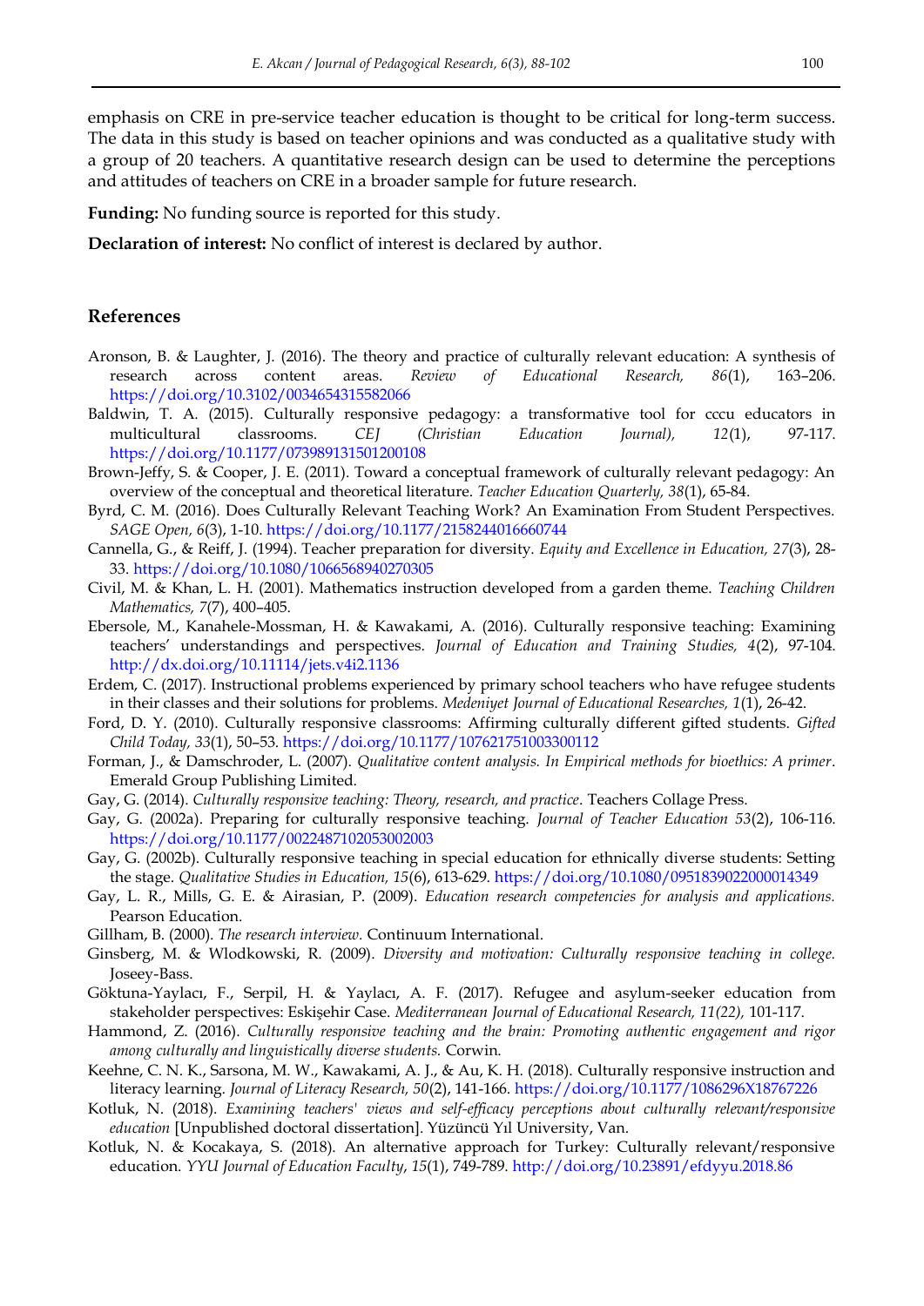emphasis on CRE in pre-service teacher education is thought to be critical for long-term success. The data in this study is based on teacher opinions and was conducted as a qualitative study with a group of 20 teachers. A quantitative research design can be used to determine the perceptions and attitudes of teachers on CRE in a broader sample for future research.

**Funding:** No funding source is reported for this study.

**Declaration of interest:** No conflict of interest is declared by author.

## References

Aronson, B. & Laughter, J. (2016). The theory and practice of culturally relevant education: A synthesis of research across content areas. *Review of Educational Research, 86*(1), 163–206. https://doi.org/10.3102/0034654315582066

Baldwin, T. A. (2015). Culturally responsive pedagogy: a transformative tool for cccu educators in multicultural classrooms. *CEJ (Christian Education Journal), 12*(1), 97-117. https://doi.org/10.1177/073989131501200108

Brown-Jeffy, S. & Cooper, J. E. (2011). Toward a conceptual framework of culturally relevant pedagogy: An overview of the conceptual and theoretical literature. *Teacher Education Quarterly, 38*(1), 65-84.

Byrd, C. M. (2016). Does Culturally Relevant Teaching Work? An Examination From Student Perspectives. *SAGE Open, 6*(3), 1-10. https://doi.org/10.1177/2158244016660744

Cannella, G., & Reiff, J. (1994). Teacher preparation for diversity. *Equity and Excellence in Education, 27*(3), 28-33. https://doi.org/10.1080/1066568940270305

Civil, M. & Khan, L. H. (2001). Mathematics instruction developed from a garden theme. *Teaching Children Mathematics, 7*(7), 400–405.

Ebersole, M., Kanahele-Mossman, H. & Kawakami, A. (2016). Culturally responsive teaching: Examining teachers' understandings and perspectives. *Journal of Education and Training Studies, 4*(2), 97-104. http://dx.doi.org/10.11114/jets.v4i2.1136

Erdem, C. (2017). Instructional problems experienced by primary school teachers who have refugee students in their classes and their solutions for problems. *Medeniyet Journal of Educational Researches, 1*(1), 26-42.

Ford, D. Y. (2010). Culturally responsive classrooms: Affirming culturally different gifted students. *Gifted Child Today, 33*(1), 50–53. https://doi.org/10.1177/107621751003300112

Forman, J., & Damschroder, L. (2007). *Qualitative content analysis. In Empirical methods for bioethics: A primer*. Emerald Group Publishing Limited.

Gay, G. (2014). *Culturally responsive teaching: Theory, research, and practice*. Teachers Collage Press.

Gay, G. (2002a). Preparing for culturally responsive teaching. *Journal of Teacher Education 53*(2), 106-116. https://doi.org/10.1177/0022487102053002003

Gay, G. (2002b). Culturally responsive teaching in special education for ethnically diverse students: Setting the stage. *Qualitative Studies in Education, 15*(6), 613-629. https://doi.org/10.1080/0951839022000014349

Gay, L. R., Mills, G. E. & Airasian, P. (2009). *Education research competencies for analysis and applications.* Pearson Education.

Gillham, B. (2000). *The research interview.* Continuum International.

Ginsberg, M. & Wlodkowski, R. (2009). *Diversity and motivation: Culturally responsive teaching in college.* Joseey-Bass.

Göktuna-Yaylacı, F., Serpil, H. & Yaylacı, A. F. (2017). Refugee and asylum-seeker education from stakeholder perspectives: Eskişehir Case. *Mediterranean Journal of Educational Research, 11(22),* 101-117.

Hammond, Z. (2016). *Culturally responsive teaching and the brain: Promoting authentic engagement and rigor among culturally and linguistically diverse students.* Corwin.

Keehne, C. N. K., Sarsona, M. W., Kawakami, A. J., & Au, K. H. (2018). Culturally responsive instruction and literacy learning. *Journal of Literacy Research, 50*(2), 141-166. https://doi.org/10.1177/1086296X18767226

Kotluk, N. (2018). *Examining teachers' views and self-efficacy perceptions about culturally relevant/responsive education* [Unpublished doctoral dissertation]. Yüzüncü Yıl University, Van.

Kotluk, N. & Kocakaya, S. (2018). An alternative approach for Turkey: Culturally relevant/responsive education. *YYU Journal of Education Faculty*, *15*(1), 749-789. http://doi.org/10.23891/efdyyu.2018.86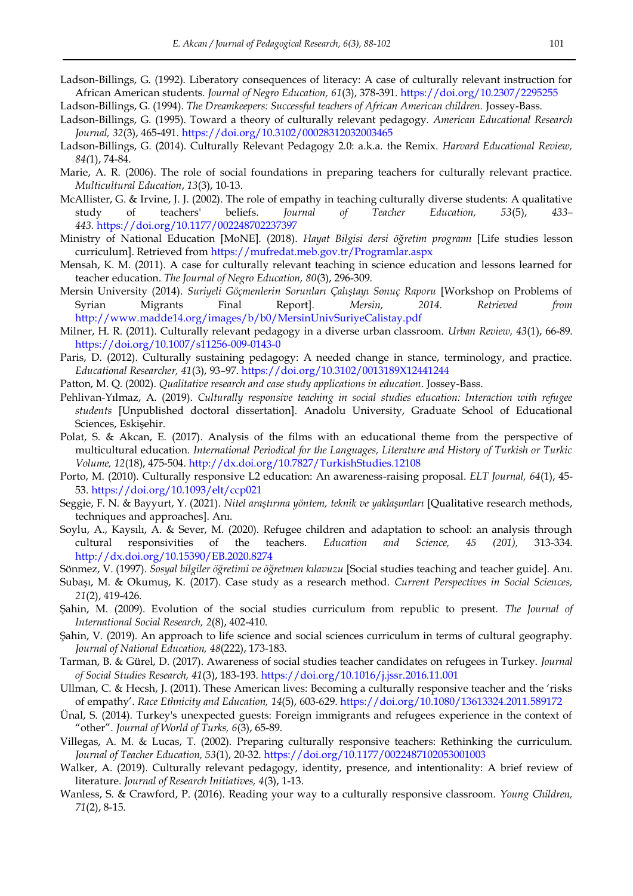Ladson-Billings, G. (1992). Liberatory consequences of literacy: A case of culturally relevant instruction for African American students. *Journal of Negro Education, 61*(3), 378-391. https://doi.org/10.2307/2295255

Ladson-Billings, G. (1994). *The Dreamkeepers: Successful teachers of African American children.* Jossey-Bass.

Ladson-Billings, G. (1995). Toward a theory of culturally relevant pedagogy. *American Educational Research Journal, 32*(3), 465-491. https://doi.org/10.3102/00028312032003465

Ladson-Billings, G. (2014). Culturally Relevant Pedagogy 2.0: a.k.a. the Remix. *Harvard Educational Review, 84(*1), 74-84.

Marie, A. R. (2006). The role of social foundations in preparing teachers for culturally relevant practice. *Multicultural Education*, *13*(3), 10-13.

McAllister, G. & Irvine, J. J. (2002). The role of empathy in teaching culturally diverse students: A qualitative study of teachers' beliefs. *Journal of Teacher Education, 53*(5), *433–443.* https://doi.org/10.1177/002248702237397

Ministry of National Education [MoNE]. (2018). *Hayat Bilgisi dersi öğretim programı* [Life studies lesson curriculum]. Retrieved from https://mufredat.meb.gov.tr/Programlar.aspx

Mensah, K. M. (2011). A case for culturally relevant teaching in science education and lessons learned for teacher education. *The Journal of Negro Education, 80*(3), 296-309.

Mersin University (2014). *Suriyeli Göçmenlerin Sorunları Çalıştayı Sonuç Raporu* [Workshop on Problems of Syrian Migrants Final Report]. *Mersin, 2014. Retrieved from* http://www.madde14.org/images/b/b0/MersinUnivSuriyeCalistay.pdf

Milner, H. R. (2011). Culturally relevant pedagogy in a diverse urban classroom. *Urban Review, 43*(1), 66-89. https://doi.org/10.1007/s11256-009-0143-0

Paris, D. (2012). Culturally sustaining pedagogy: A needed change in stance, terminology, and practice. *Educational Researcher, 41*(3), 93–97. https://doi.org/10.3102/0013189X12441244

Patton, M. Q. (2002). *Qualitative research and case study applications in education*. Jossey-Bass.

Pehlivan-Yılmaz, A. (2019). *Culturally responsive teaching in social studies education: Interaction with refugee students* [Unpublished doctoral dissertation]. Anadolu University, Graduate School of Educational Sciences, Eskişehir.

Polat, S. & Akcan, E. (2017). Analysis of the films with an educational theme from the perspective of multicultural education. *International Periodical for the Languages, Literature and History of Turkish or Turkic Volume, 12*(18), 475-504. http://dx.doi.org/10.7827/TurkishStudies.12108

Porto, M. (2010). Culturally responsive L2 education: An awareness-raising proposal. *ELT Journal, 64*(1), 45-53. https://doi.org/10.1093/elt/ccp021

Seggie, F. N. & Bayyurt, Y. (2021). *Nitel araştırma yöntem, teknik ve yaklaşımları* [Qualitative research methods, techniques and approaches]. Anı.

Soylu, A., Kaysılı, A. & Sever, M. (2020). Refugee children and adaptation to school: an analysis through cultural responsivities of the teachers. *Education and Science, 45 (201),* 313-334. http://dx.doi.org/10.15390/EB.2020.8274

Sönmez, V. (1997). *Sosyal bilgiler öğretimi ve öğretmen kılavuzu* [Social studies teaching and teacher guide]. Anı.

Subaşı, M. & Okumuş, K. (2017). Case study as a research method. *Current Perspectives in Social Sciences, 21*(2), 419-426.

Şahin, M. (2009). Evolution of the social studies curriculum from republic to present. *The Journal of International Social Research, 2*(8), 402-410.

Şahin, V. (2019). An approach to life science and social sciences curriculum in terms of cultural geography. *Journal of National Education, 48*(222), 173-183.

Tarman, B. & Gürel, D. (2017). Awareness of social studies teacher candidates on refugees in Turkey. *Journal of Social Studies Research, 41*(3), 183-193. https://doi.org/10.1016/j.jssr.2016.11.001

Ullman, C. & Hecsh, J. (2011). These American lives: Becoming a culturally responsive teacher and the 'risks of empathy'. *Race Ethnicity and Education, 14*(5), 603-629. https://doi.org/10.1080/13613324.2011.589172

Ünal, S. (2014). Turkey's unexpected guests: Foreign immigrants and refugees experience in the context of "other". *Journal of World of Turks, 6*(3), 65-89.

Villegas, A. M. & Lucas, T. (2002). Preparing culturally responsive teachers: Rethinking the curriculum. *Journal of Teacher Education, 53*(1), 20-32. https://doi.org/10.1177/0022487102053001003

Walker, A. (2019). Culturally relevant pedagogy, identity, presence, and intentionality: A brief review of literature. *Journal of Research Initiatives, 4*(3), 1-13.

Wanless, S. & Crawford, P. (2016). Reading your way to a culturally responsive classroom. *Young Children, 71*(2), 8-15.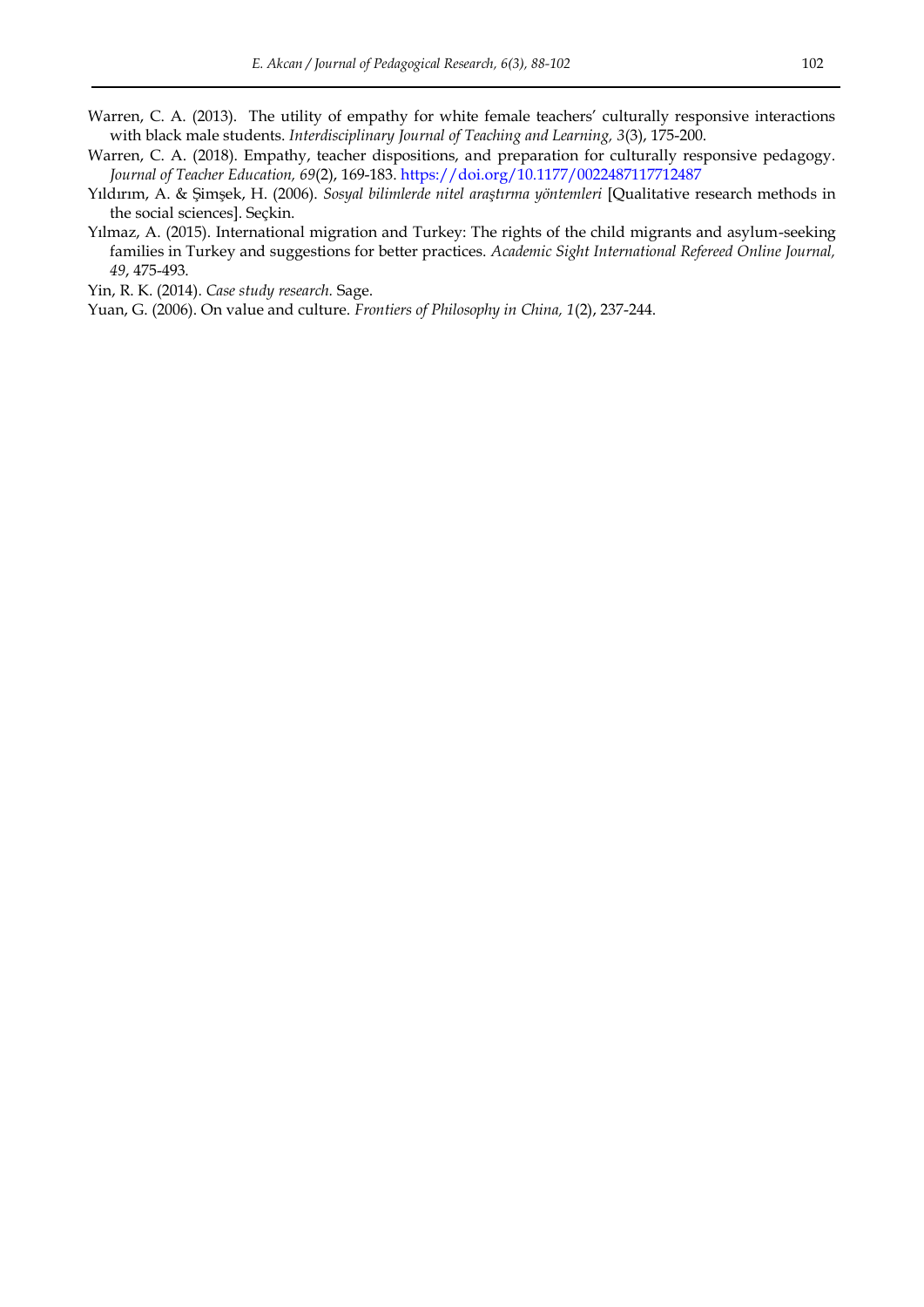Warren, C. A. (2013). The utility of empathy for white female teachers' culturally responsive interactions with black male students. *Interdisciplinary Journal of Teaching and Learning, 3*(3), 175-200.

Warren, C. A. (2018). Empathy, teacher dispositions, and preparation for culturally responsive pedagogy. *Journal of Teacher Education, 69*(2), 169-183. https://doi.org/10.1177/0022487117712487

Yıldırım, A. & Şimşek, H. (2006). *Sosyal bilimlerde nitel araştırma yöntemleri* [Qualitative research methods in the social sciences]. Seçkin.

Yılmaz, A. (2015). International migration and Turkey: The rights of the child migrants and asylum-seeking families in Turkey and suggestions for better practices. *Academic Sight International Refereed Online Journal, 49*, 475-493.

Yin, R. K. (2014). *Case study research.* Sage.

Yuan, G. (2006). On value and culture. *Frontiers of Philosophy in China, 1*(2), 237-244.